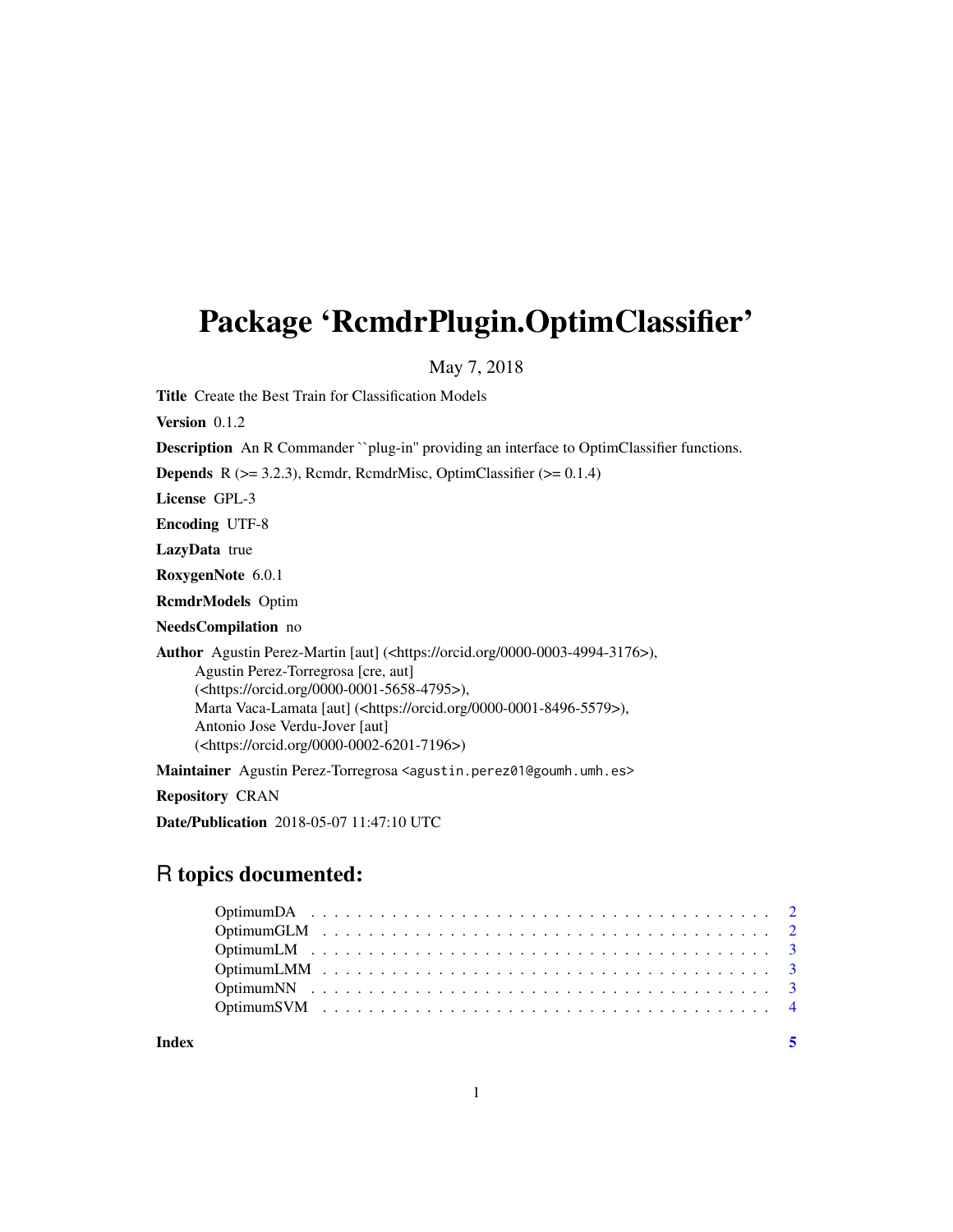# Package 'RcmdrPlugin.OptimClassifier'

May 7, 2018

**Title** Create the Best Train for Classification Models

**Version** 0.1.2

**Description** An R Commander ``plug-in'' providing an interface to OptimClassifier functions.

**Depends** R (>= 3.2.3), Rcmdr, RcmdrMisc, OptimClassifier (>= 0.1.4)

**License** GPL-3

**Encoding** UTF-8

**LazyData** true

**RoxygenNote** 6.0.1

**RcmdrModels** Optim

**NeedsCompilation** no

**Author** Agustin Perez-Martin [aut] (<https://orcid.org/0000-0003-4994-3176>),
Agustin Perez-Torregrosa [cre, aut]
(<https://orcid.org/0000-0001-5658-4795>),
Marta Vaca-Lamata [aut] (<https://orcid.org/0000-0001-8496-5579>),
Antonio Jose Verdu-Jover [aut]
(<https://orcid.org/0000-0002-6201-7196>)

**Maintainer** Agustin Perez-Torregrosa <agustin.perez01@goumh.umh.es>

**Repository** CRAN

**Date/Publication** 2018-05-07 11:47:10 UTC

## R topics documented:

OptimumDA . . . . . . . . . . . . . . . . . . . . . . . . . . . . . . . . . . . . . . . 2
OptimumGLM . . . . . . . . . . . . . . . . . . . . . . . . . . . . . . . . . . . . . . 2
OptimumLM . . . . . . . . . . . . . . . . . . . . . . . . . . . . . . . . . . . . . . . 3
OptimumLMM . . . . . . . . . . . . . . . . . . . . . . . . . . . . . . . . . . . . . . 3
OptimumNN . . . . . . . . . . . . . . . . . . . . . . . . . . . . . . . . . . . . . . . 3
OptimumSVM . . . . . . . . . . . . . . . . . . . . . . . . . . . . . . . . . . . . . . 4

**Index** 5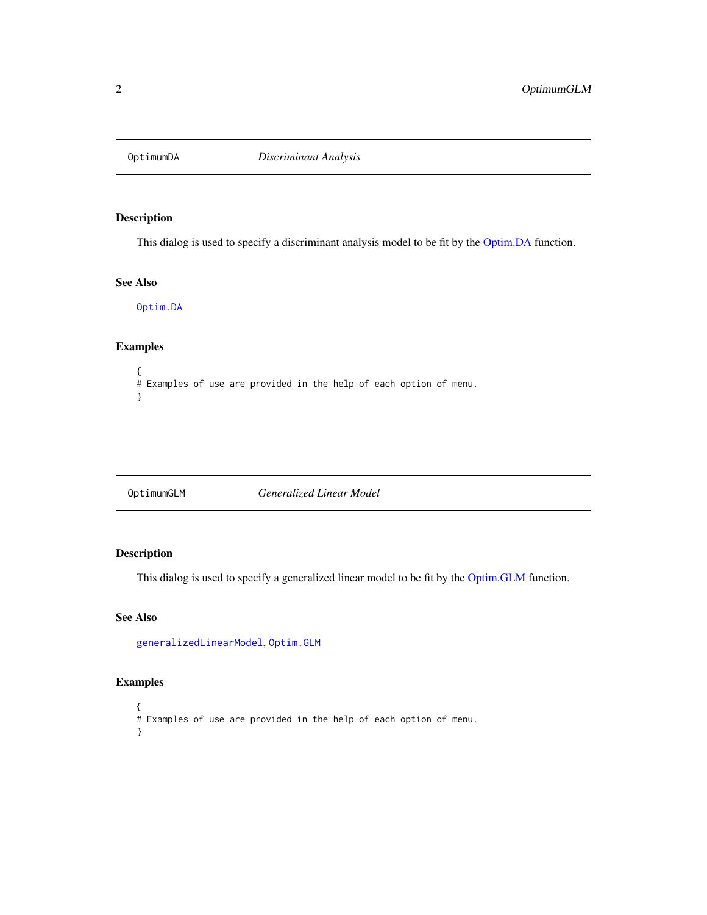## OptimumDA — *Discriminant Analysis*

### Description

This dialog is used to specify a discriminant analysis model to be fit by the Optim.DA function.

### See Also

`Optim.DA`

### Examples

```
{
# Examples of use are provided in the help of each option of menu.
}
```

## OptimumGLM — *Generalized Linear Model*

### Description

This dialog is used to specify a generalized linear model to be fit by the Optim.GLM function.

### See Also

`generalizedLinearModel`, `Optim.GLM`

### Examples

```
{
# Examples of use are provided in the help of each option of menu.
}
```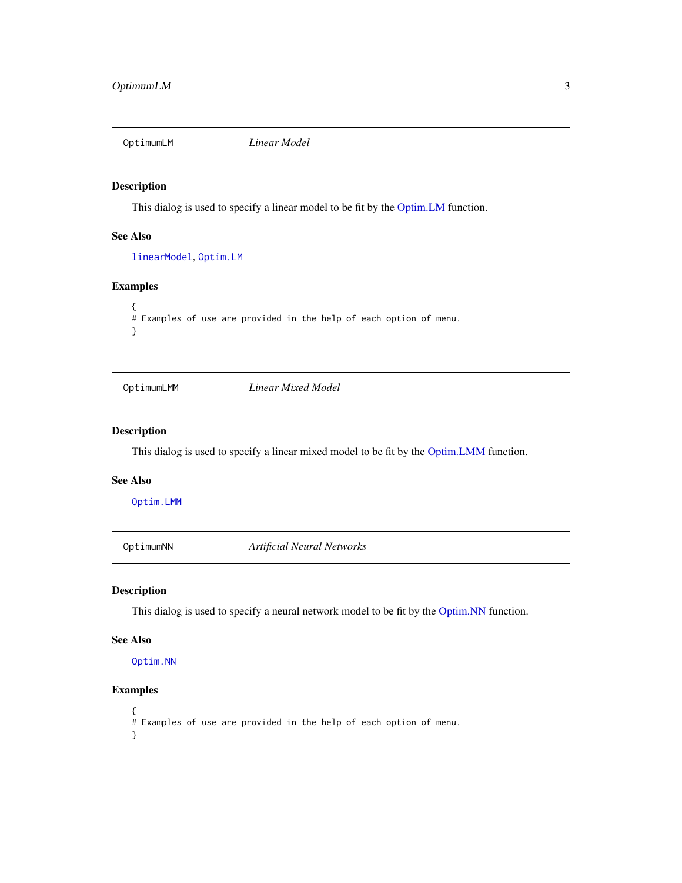## OptimumLM — *Linear Model*

### Description

This dialog is used to specify a linear model to be fit by the Optim.LM function.

### See Also

`linearModel`, `Optim.LM`

### Examples

```
{
# Examples of use are provided in the help of each option of menu.
}
```

## OptimumLMM — *Linear Mixed Model*

### Description

This dialog is used to specify a linear mixed model to be fit by the Optim.LMM function.

### See Also

`Optim.LMM`

## OptimumNN — *Artificial Neural Networks*

### Description

This dialog is used to specify a neural network model to be fit by the Optim.NN function.

### See Also

`Optim.NN`

### Examples

```
{
# Examples of use are provided in the help of each option of menu.
}
```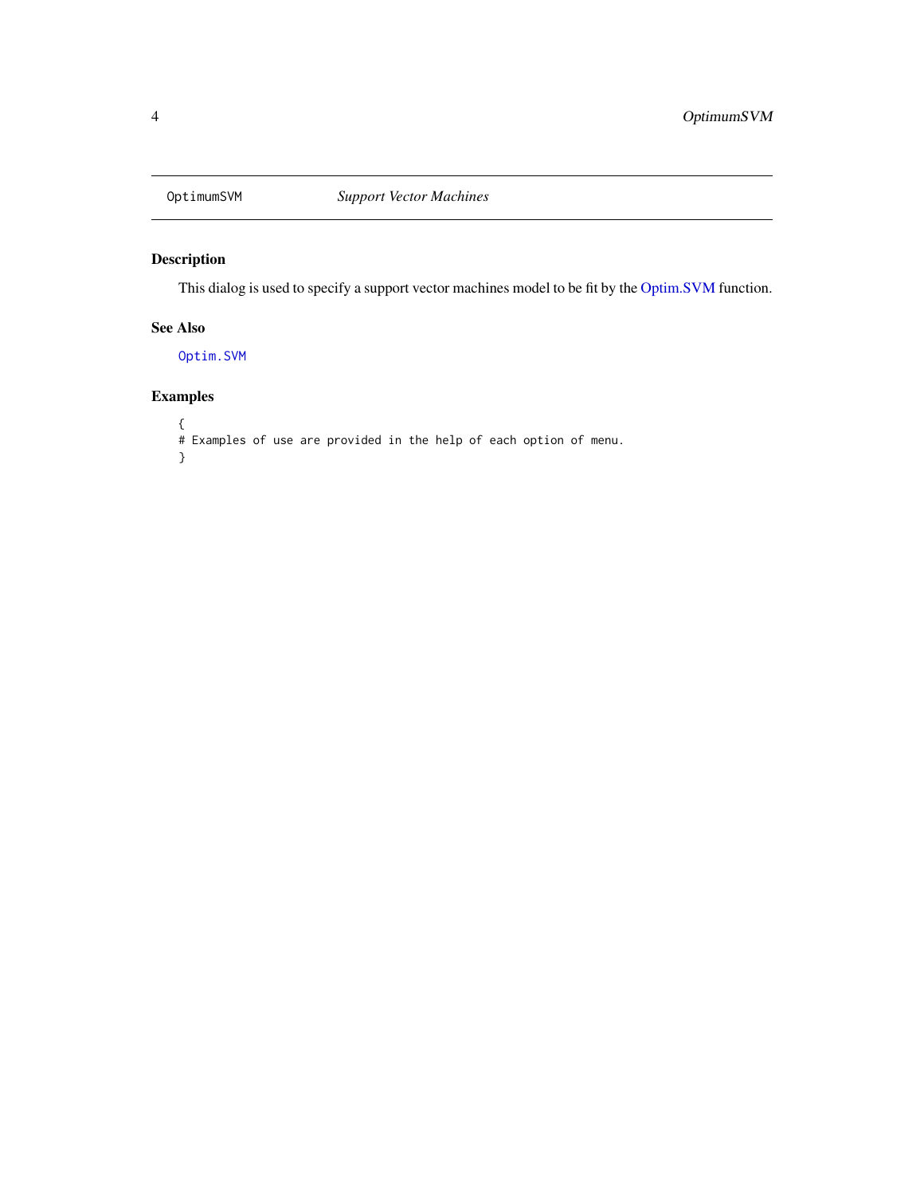OptimumSVM *Support Vector Machines*

## Description

This dialog is used to specify a support vector machines model to be fit by the Optim.SVM function.

## See Also

`Optim.SVM`

## Examples

```
{
# Examples of use are provided in the help of each option of menu.
}
```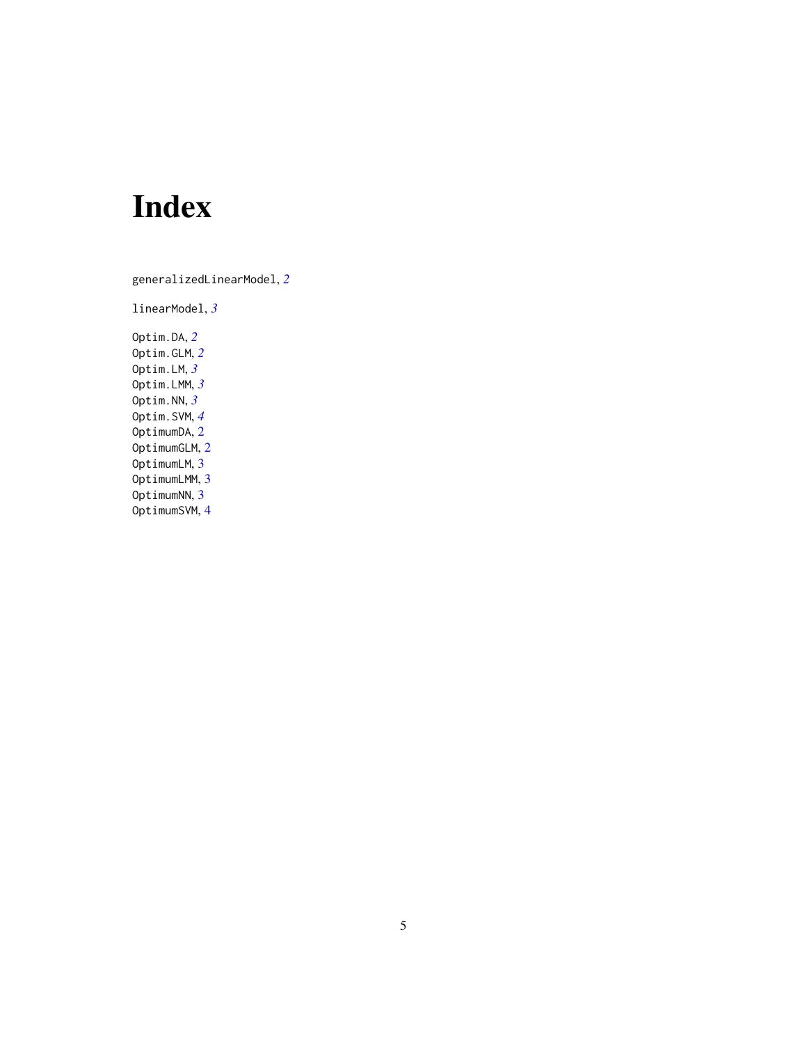# Index

generalizedLinearModel, *2*

linearModel, *3*

Optim.DA, *2*
Optim.GLM, *2*
Optim.LM, *3*
Optim.LMM, *3*
Optim.NN, *3*
Optim.SVM, *4*
OptimumDA, 2
OptimumGLM, 2
OptimumLM, 3
OptimumLMM, 3
OptimumNN, 3
OptimumSVM, 4